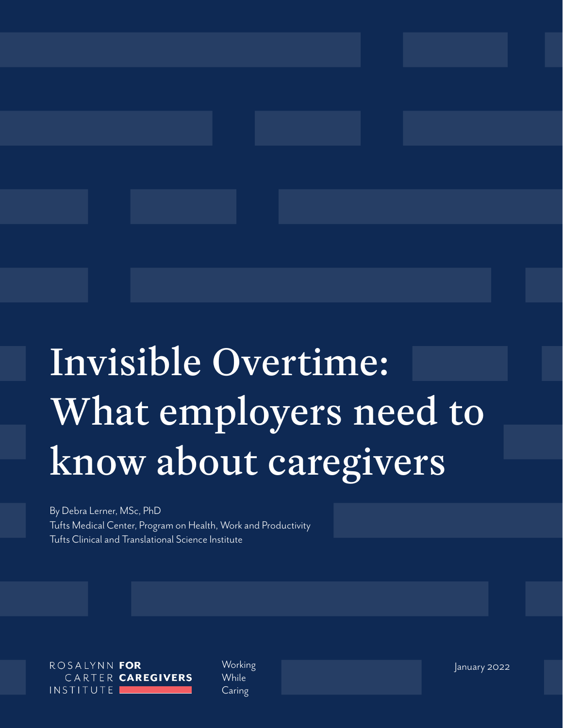# Invisible Overtime: What employers need to know about caregivers

By Debra Lerner, MSc, PhD
Tufts Medical Center, Program on Health, Work and Productivity
Tufts Clinical and Translational Science Institute

ROSALYNN CARTER INSTITUTE **FOR CAREGIVERS**

Working While Caring

January 2022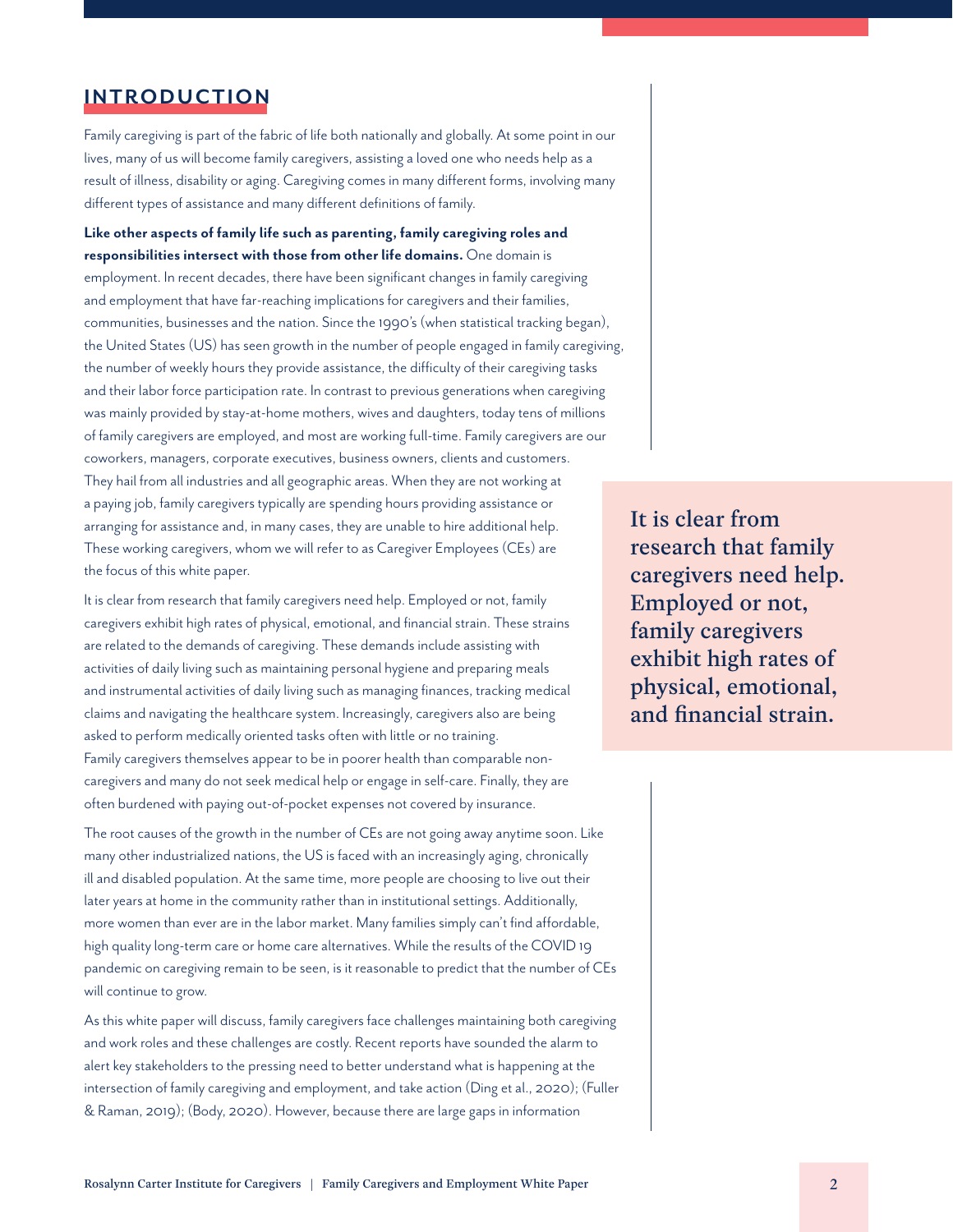## INTRODUCTION

Family caregiving is part of the fabric of life both nationally and globally. At some point in our lives, many of us will become family caregivers, assisting a loved one who needs help as a result of illness, disability or aging. Caregiving comes in many different forms, involving many different types of assistance and many different definitions of family.

**Like other aspects of family life such as parenting, family caregiving roles and responsibilities intersect with those from other life domains.** One domain is employment. In recent decades, there have been significant changes in family caregiving and employment that have far-reaching implications for caregivers and their families, communities, businesses and the nation. Since the 1990's (when statistical tracking began), the United States (US) has seen growth in the number of people engaged in family caregiving, the number of weekly hours they provide assistance, the difficulty of their caregiving tasks and their labor force participation rate. In contrast to previous generations when caregiving was mainly provided by stay-at-home mothers, wives and daughters, today tens of millions of family caregivers are employed, and most are working full-time. Family caregivers are our coworkers, managers, corporate executives, business owners, clients and customers. They hail from all industries and all geographic areas. When they are not working at a paying job, family caregivers typically are spending hours providing assistance or arranging for assistance and, in many cases, they are unable to hire additional help. These working caregivers, whom we will refer to as Caregiver Employees (CEs) are the focus of this white paper.

It is clear from research that family caregivers need help. Employed or not, family caregivers exhibit high rates of physical, emotional, and financial strain. These strains are related to the demands of caregiving. These demands include assisting with activities of daily living such as maintaining personal hygiene and preparing meals and instrumental activities of daily living such as managing finances, tracking medical claims and navigating the healthcare system. Increasingly, caregivers also are being asked to perform medically oriented tasks often with little or no training. Family caregivers themselves appear to be in poorer health than comparable non-caregivers and many do not seek medical help or engage in self-care. Finally, they are often burdened with paying out-of-pocket expenses not covered by insurance.

**It is clear from research that family caregivers need help. Employed or not, family caregivers exhibit high rates of physical, emotional, and financial strain.**

The root causes of the growth in the number of CEs are not going away anytime soon. Like many other industrialized nations, the US is faced with an increasingly aging, chronically ill and disabled population. At the same time, more people are choosing to live out their later years at home in the community rather than in institutional settings. Additionally, more women than ever are in the labor market. Many families simply can't find affordable, high quality long-term care or home care alternatives. While the results of the COVID 19 pandemic on caregiving remain to be seen, is it reasonable to predict that the number of CEs will continue to grow.

As this white paper will discuss, family caregivers face challenges maintaining both caregiving and work roles and these challenges are costly. Recent reports have sounded the alarm to alert key stakeholders to the pressing need to better understand what is happening at the intersection of family caregiving and employment, and take action (Ding et al., 2020); (Fuller & Raman, 2019); (Body, 2020). However, because there are large gaps in information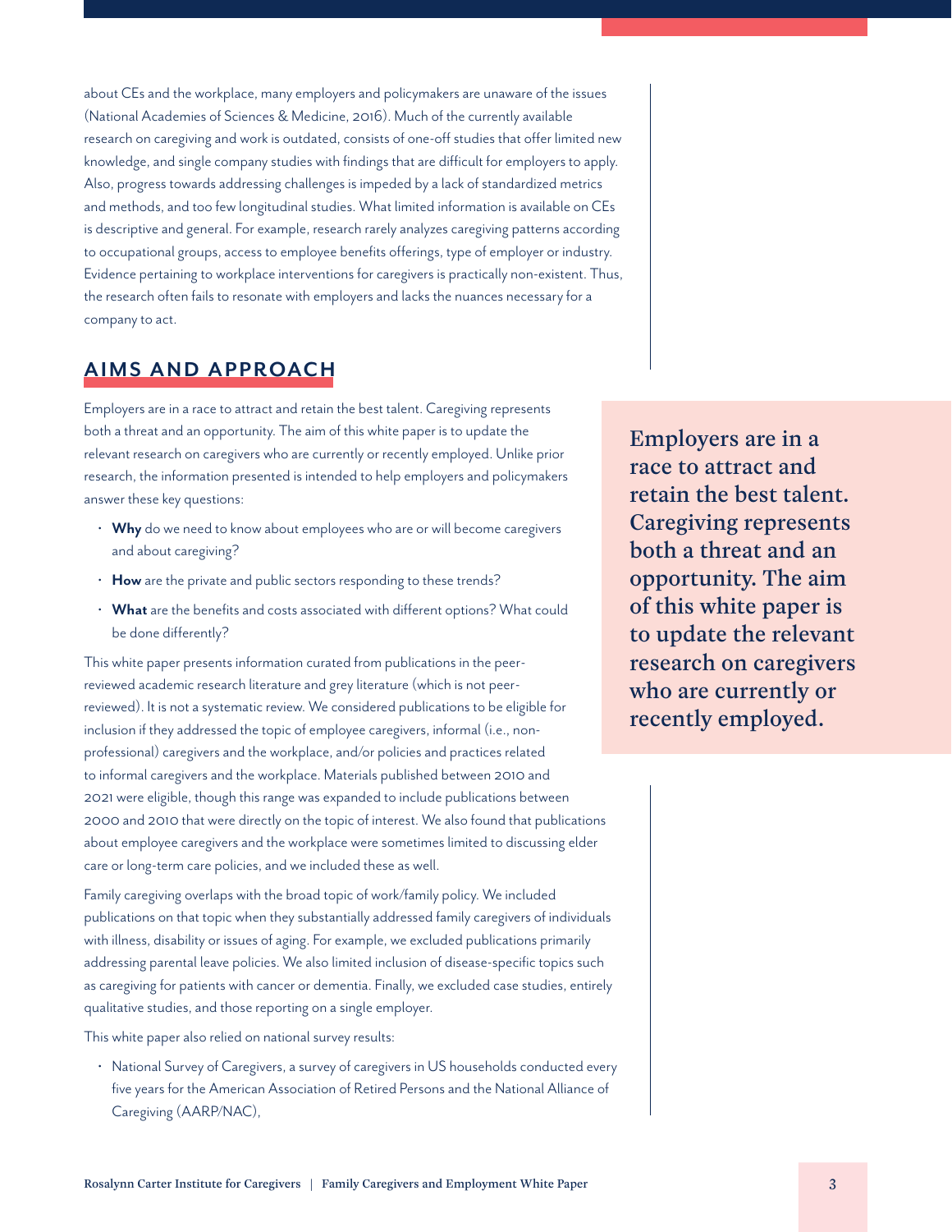about CEs and the workplace, many employers and policymakers are unaware of the issues (National Academies of Sciences & Medicine, 2016). Much of the currently available research on caregiving and work is outdated, consists of one-off studies that offer limited new knowledge, and single company studies with findings that are difficult for employers to apply. Also, progress towards addressing challenges is impeded by a lack of standardized metrics and methods, and too few longitudinal studies. What limited information is available on CEs is descriptive and general. For example, research rarely analyzes caregiving patterns according to occupational groups, access to employee benefits offerings, type of employer or industry. Evidence pertaining to workplace interventions for caregivers is practically non-existent. Thus, the research often fails to resonate with employers and lacks the nuances necessary for a company to act.

## AIMS AND APPROACH

Employers are in a race to attract and retain the best talent. Caregiving represents both a threat and an opportunity. The aim of this white paper is to update the relevant research on caregivers who are currently or recently employed. Unlike prior research, the information presented is intended to help employers and policymakers answer these key questions:

- **Why** do we need to know about employees who are or will become caregivers and about caregiving?
- **How** are the private and public sectors responding to these trends?
- **What** are the benefits and costs associated with different options? What could be done differently?

> **Employers are in a race to attract and retain the best talent. Caregiving represents both a threat and an opportunity. The aim of this white paper is to update the relevant research on caregivers who are currently or recently employed.**

This white paper presents information curated from publications in the peer-reviewed academic research literature and grey literature (which is not peer-reviewed). It is not a systematic review. We considered publications to be eligible for inclusion if they addressed the topic of employee caregivers, informal (i.e., non-professional) caregivers and the workplace, and/or policies and practices related to informal caregivers and the workplace. Materials published between 2010 and 2021 were eligible, though this range was expanded to include publications between 2000 and 2010 that were directly on the topic of interest. We also found that publications about employee caregivers and the workplace were sometimes limited to discussing elder care or long-term care policies, and we included these as well.

Family caregiving overlaps with the broad topic of work/family policy. We included publications on that topic when they substantially addressed family caregivers of individuals with illness, disability or issues of aging. For example, we excluded publications primarily addressing parental leave policies. We also limited inclusion of disease-specific topics such as caregiving for patients with cancer or dementia. Finally, we excluded case studies, entirely qualitative studies, and those reporting on a single employer.

This white paper also relied on national survey results:

- National Survey of Caregivers, a survey of caregivers in US households conducted every five years for the American Association of Retired Persons and the National Alliance of Caregiving (AARP/NAC),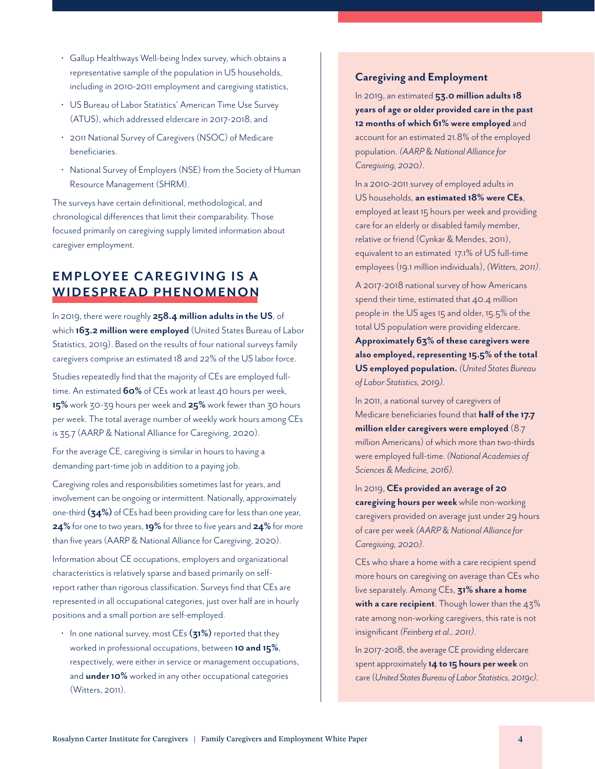- Gallup Healthways Well-being Index survey, which obtains a representative sample of the population in US households, including in 2010-2011 employment and caregiving statistics,
- US Bureau of Labor Statistics' American Time Use Survey (ATUS), which addressed eldercare in 2017-2018, and
- 2011 National Survey of Caregivers (NSOC) of Medicare beneficiaries.
- National Survey of Employers (NSE) from the Society of Human Resource Management (SHRM).

The surveys have certain definitional, methodological, and chronological differences that limit their comparability. Those focused primarily on caregiving supply limited information about caregiver employment.

## EMPLOYEE CAREGIVING IS A WIDESPREAD PHENOMENON

In 2019, there were roughly **258.4 million adults in the US**, of which **163.2 million were employed** (United States Bureau of Labor Statistics, 2019). Based on the results of four national surveys family caregivers comprise an estimated 18 and 22% of the US labor force.

Studies repeatedly find that the majority of CEs are employed full-time. An estimated **60%** of CEs work at least 40 hours per week, **15%** work 30-39 hours per week and **25%** work fewer than 30 hours per week. The total average number of weekly work hours among CEs is 35.7 (AARP & National Alliance for Caregiving, 2020).

For the average CE, caregiving is similar in hours to having a demanding part-time job in addition to a paying job.

Caregiving roles and responsibilities sometimes last for years, and involvement can be ongoing or intermittent. Nationally, approximately one-third **(34%)** of CEs had been providing care for less than one year, **24%** for one to two years, **19%** for three to five years and **24%** for more than five years (AARP & National Alliance for Caregiving, 2020).

Information about CE occupations, employers and organizational characteristics is relatively sparse and based primarily on self-report rather than rigorous classification. Surveys find that CEs are represented in all occupational categories, just over half are in hourly positions and a small portion are self-employed.

- In one national survey, most CEs **(31%)** reported that they worked in professional occupations, between **10 and 15%**, respectively, were either in service or management occupations, and **under 10%** worked in any other occupational categories (Witters, 2011).

### Caregiving and Employment

In 2019, an estimated **53.0 million adults 18 years of age or older provided care in the past 12 months of which 61% were employed** and account for an estimated 21.8% of the employed population. *(AARP & National Alliance for Caregiving, 2020)*.

In a 2010-2011 survey of employed adults in US households, **an estimated 18% were CEs**, employed at least 15 hours per week and providing care for an elderly or disabled family member, relative or friend (Cynkar & Mendes, 2011), equivalent to an estimated 17.1% of US full-time employees (19.1 million individuals), *(Witters, 2011)*.

A 2017-2018 national survey of how Americans spend their time, estimated that 40.4 million people in the US ages 15 and older, 15.5% of the total US population were providing eldercare. **Approximately 63% of these caregivers were also employed, representing 15.5% of the total US employed population.** *(United States Bureau of Labor Statistics, 2019)*.

In 2011, a national survey of caregivers of Medicare beneficiaries found that **half of the 17.7 million elder caregivers were employed** (8.7 million Americans) of which more than two-thirds were employed full-time. *(National Academies of Sciences & Medicine, 2016)*.

In 2019, **CEs provided an average of 20 caregiving hours per week** while non-working caregivers provided on average just under 29 hours of care per week *(AARP & National Alliance for Caregiving, 2020)*.

CEs who share a home with a care recipient spend more hours on caregiving on average than CEs who live separately. Among CEs, **31% share a home with a care recipient**. Though lower than the 43% rate among non-working caregivers, this rate is not insignificant *(Feinberg et al., 2011)*.

In 2017-2018, the average CE providing eldercare spent approximately **14 to 15 hours per week** on care (*United States Bureau of Labor Statistics, 2019c)*.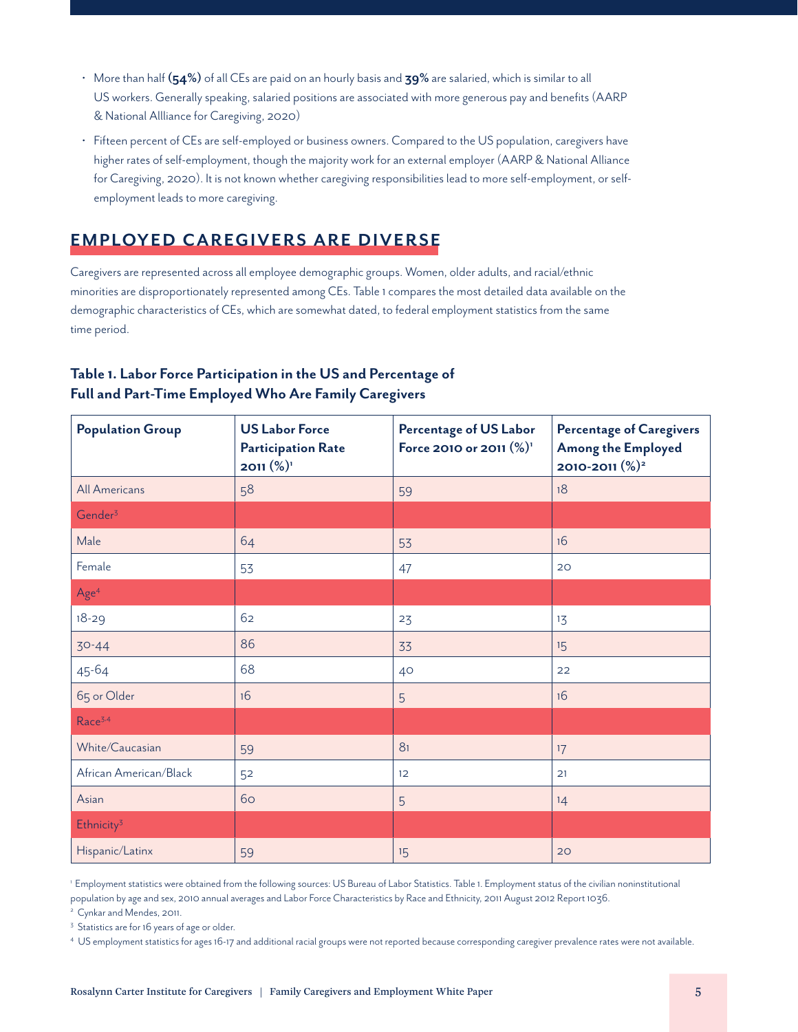- More than half **(54%)** of all CEs are paid on an hourly basis and **39%** are salaried, which is similar to all US workers. Generally speaking, salaried positions are associated with more generous pay and benefits (AARP & National Allliance for Caregiving, 2020)
- Fifteen percent of CEs are self-employed or business owners. Compared to the US population, caregivers have higher rates of self-employment, though the majority work for an external employer (AARP & National Alliance for Caregiving, 2020). It is not known whether caregiving responsibilities lead to more self-employment, or self-employment leads to more caregiving.

## EMPLOYED CAREGIVERS ARE DIVERSE

Caregivers are represented across all employee demographic groups. Women, older adults, and racial/ethnic minorities are disproportionately represented among CEs. Table 1 compares the most detailed data available on the demographic characteristics of CEs, which are somewhat dated, to federal employment statistics from the same time period.

**Table 1. Labor Force Participation in the US and Percentage of Full and Part-Time Employed Who Are Family Caregivers**

| Population Group | US Labor Force Participation Rate 2011 (%)[1] | Percentage of US Labor Force 2010 or 2011 (%)[1] | Percentage of Caregivers Among the Employed 2010-2011 (%)[2] |
|---|---|---|---|
| All Americans | 58 | 59 | 18 |
| Gender[3] | | | |
| Male | 64 | 53 | 16 |
| Female | 53 | 47 | 20 |
| Age[4] | | | |
| 18-29 | 62 | 23 | 13 |
| 30-44 | 86 | 33 | 15 |
| 45-64 | 68 | 40 | 22 |
| 65 or Older | 16 | 5 | 16 |
| Race[3,4] | | | |
| White/Caucasian | 59 | 81 | 17 |
| African American/Black | 52 | 12 | 21 |
| Asian | 60 | 5 | 14 |
| Ethnicity[3] | | | |
| Hispanic/Latinx | 59 | 15 | 20 |

[1] Employment statistics were obtained from the following sources: US Bureau of Labor Statistics. Table 1. Employment status of the civilian noninstitutional population by age and sex, 2010 annual averages and Labor Force Characteristics by Race and Ethnicity, 2011 August 2012 Report 1036.

[2] Cynkar and Mendes, 2011.

[3] Statistics are for 16 years of age or older.

[4] US employment statistics for ages 16-17 and additional racial groups were not reported because corresponding caregiver prevalence rates were not available.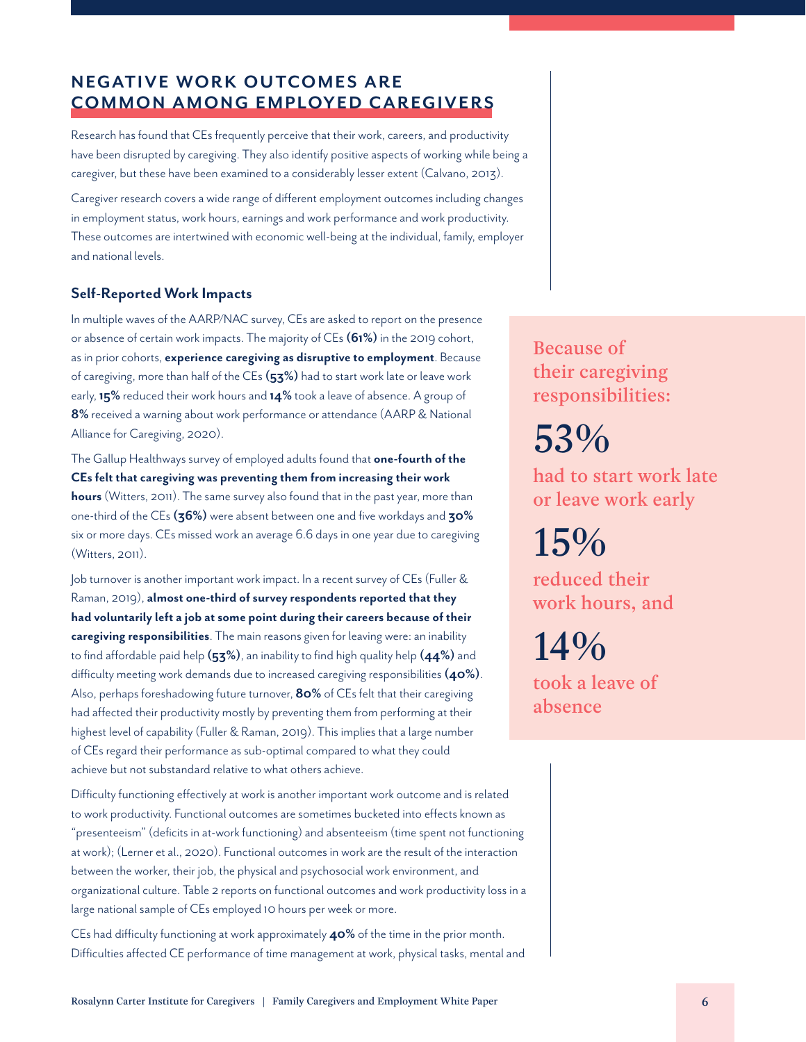## NEGATIVE WORK OUTCOMES ARE COMMON AMONG EMPLOYED CAREGIVERS

Research has found that CEs frequently perceive that their work, careers, and productivity have been disrupted by caregiving. They also identify positive aspects of working while being a caregiver, but these have been examined to a considerably lesser extent (Calvano, 2013).

Caregiver research covers a wide range of different employment outcomes including changes in employment status, work hours, earnings and work performance and work productivity. These outcomes are intertwined with economic well-being at the individual, family, employer and national levels.

### Self-Reported Work Impacts

In multiple waves of the AARP/NAC survey, CEs are asked to report on the presence or absence of certain work impacts. The majority of CEs **(61%)** in the 2019 cohort, as in prior cohorts, **experience caregiving as disruptive to employment**. Because of caregiving, more than half of the CEs **(53%)** had to start work late or leave work early, **15%** reduced their work hours and **14%** took a leave of absence. A group of **8%** received a warning about work performance or attendance (AARP & National Alliance for Caregiving, 2020).

> Because of their caregiving responsibilities:
>
> **53%** had to start work late or leave work early
>
> **15%** reduced their work hours, and
>
> **14%** took a leave of absence

The Gallup Healthways survey of employed adults found that **one-fourth of the CEs felt that caregiving was preventing them from increasing their work hours** (Witters, 2011). The same survey also found that in the past year, more than one-third of the CEs **(36%)** were absent between one and five workdays and **30%** six or more days. CEs missed work an average 6.6 days in one year due to caregiving (Witters, 2011).

Job turnover is another important work impact. In a recent survey of CEs (Fuller & Raman, 2019), **almost one-third of survey respondents reported that they had voluntarily left a job at some point during their careers because of their caregiving responsibilities**. The main reasons given for leaving were: an inability to find affordable paid help **(53%)**, an inability to find high quality help **(44%)** and difficulty meeting work demands due to increased caregiving responsibilities **(40%)**. Also, perhaps foreshadowing future turnover, **80%** of CEs felt that their caregiving had affected their productivity mostly by preventing them from performing at their highest level of capability (Fuller & Raman, 2019). This implies that a large number of CEs regard their performance as sub-optimal compared to what they could achieve but not substandard relative to what others achieve.

Difficulty functioning effectively at work is another important work outcome and is related to work productivity. Functional outcomes are sometimes bucketed into effects known as "presenteeism" (deficits in at-work functioning) and absenteeism (time spent not functioning at work); (Lerner et al., 2020). Functional outcomes in work are the result of the interaction between the worker, their job, the physical and psychosocial work environment, and organizational culture. Table 2 reports on functional outcomes and work productivity loss in a large national sample of CEs employed 10 hours per week or more.

CEs had difficulty functioning at work approximately **40%** of the time in the prior month. Difficulties affected CE performance of time management at work, physical tasks, mental and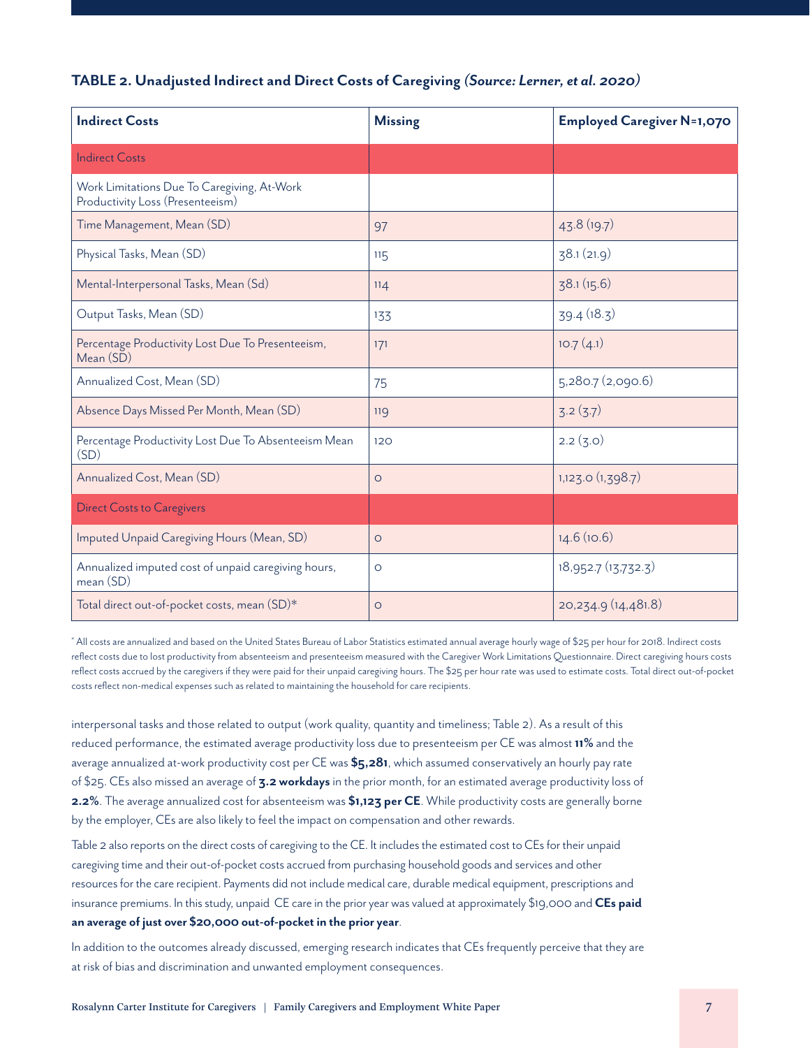**TABLE 2. Unadjusted Indirect and Direct Costs of Caregiving** ***(Source: Lerner, et al. 2020)***

| Indirect Costs | Missing | Employed Caregiver N=1,070 |
|---|---|---|
| Indirect Costs | | |
| Work Limitations Due To Caregiving, At-Work Productivity Loss (Presenteeism) | | |
| Time Management, Mean (SD) | 97 | 43.8 (19.7) |
| Physical Tasks, Mean (SD) | 115 | 38.1 (21.9) |
| Mental-Interpersonal Tasks, Mean (Sd) | 114 | 38.1 (15.6) |
| Output Tasks, Mean (SD) | 133 | 39.4 (18.3) |
| Percentage Productivity Lost Due To Presenteeism, Mean (SD) | 171 | 10.7 (4.1) |
| Annualized Cost, Mean (SD) | 75 | 5,280.7 (2,090.6) |
| Absence Days Missed Per Month, Mean (SD) | 119 | 3.2 (3.7) |
| Percentage Productivity Lost Due To Absenteeism Mean (SD) | 120 | 2.2 (3.0) |
| Annualized Cost, Mean (SD) | 0 | 1,123.0 (1,398.7) |
| Direct Costs to Caregivers | | |
| Imputed Unpaid Caregiving Hours (Mean, SD) | 0 | 14.6 (10.6) |
| Annualized imputed cost of unpaid caregiving hours, mean (SD) | 0 | 18,952.7 (13,732.3) |
| Total direct out-of-pocket costs, mean (SD)* | 0 | 20,234.9 (14,481.8) |

* All costs are annualized and based on the United States Bureau of Labor Statistics estimated annual average hourly wage of $25 per hour for 2018. Indirect costs reflect costs due to lost productivity from absenteeism and presenteeism measured with the Caregiver Work Limitations Questionnaire. Direct caregiving hours costs reflect costs accrued by the caregivers if they were paid for their unpaid caregiving hours. The $25 per hour rate was used to estimate costs. Total direct out-of-pocket costs reflect non-medical expenses such as related to maintaining the household for care recipients.

interpersonal tasks and those related to output (work quality, quantity and timeliness; Table 2). As a result of this reduced performance, the estimated average productivity loss due to presenteeism per CE was almost **11%** and the average annualized at-work productivity cost per CE was **$5,281**, which assumed conservatively an hourly pay rate of $25. CEs also missed an average of **3.2 workdays** in the prior month, for an estimated average productivity loss of **2.2%**. The average annualized cost for absenteeism was **$1,123 per CE**. While productivity costs are generally borne by the employer, CEs are also likely to feel the impact on compensation and other rewards.

Table 2 also reports on the direct costs of caregiving to the CE. It includes the estimated cost to CEs for their unpaid caregiving time and their out-of-pocket costs accrued from purchasing household goods and services and other resources for the care recipient. Payments did not include medical care, durable medical equipment, prescriptions and insurance premiums. In this study, unpaid CE care in the prior year was valued at approximately $19,000 and **CEs paid an average of just over $20,000 out-of-pocket in the prior year**.

In addition to the outcomes already discussed, emerging research indicates that CEs frequently perceive that they are at risk of bias and discrimination and unwanted employment consequences.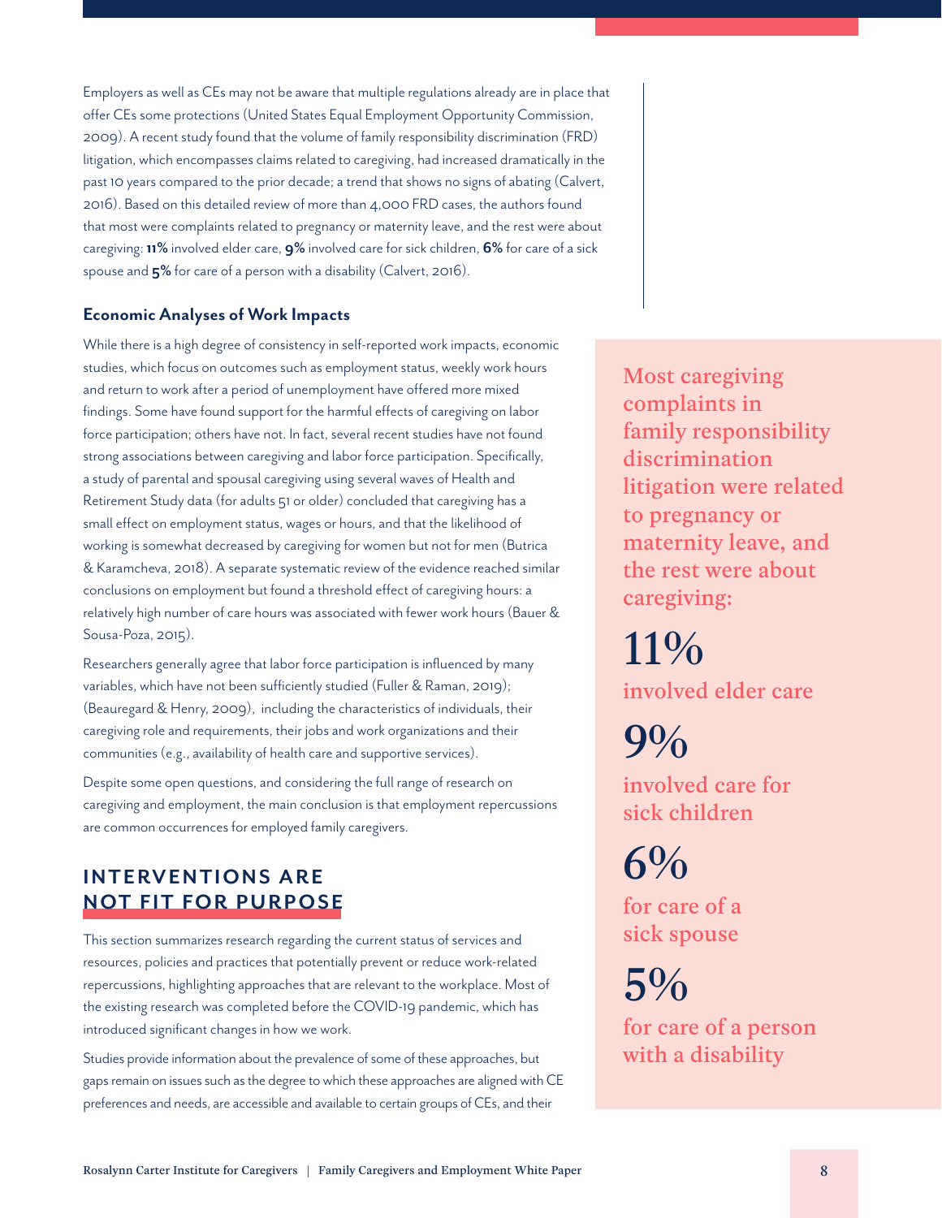Employers as well as CEs may not be aware that multiple regulations already are in place that offer CEs some protections (United States Equal Employment Opportunity Commission, 2009). A recent study found that the volume of family responsibility discrimination (FRD) litigation, which encompasses claims related to caregiving, had increased dramatically in the past 10 years compared to the prior decade; a trend that shows no signs of abating (Calvert, 2016). Based on this detailed review of more than 4,000 FRD cases, the authors found that most were complaints related to pregnancy or maternity leave, and the rest were about caregiving: **11%** involved elder care, **9%** involved care for sick children, **6%** for care of a sick spouse and **5%** for care of a person with a disability (Calvert, 2016).

### Economic Analyses of Work Impacts

While there is a high degree of consistency in self-reported work impacts, economic studies, which focus on outcomes such as employment status, weekly work hours and return to work after a period of unemployment have offered more mixed findings. Some have found support for the harmful effects of caregiving on labor force participation; others have not. In fact, several recent studies have not found strong associations between caregiving and labor force participation. Specifically, a study of parental and spousal caregiving using several waves of Health and Retirement Study data (for adults 51 or older) concluded that caregiving has a small effect on employment status, wages or hours, and that the likelihood of working is somewhat decreased by caregiving for women but not for men (Butrica & Karamcheva, 2018). A separate systematic review of the evidence reached similar conclusions on employment but found a threshold effect of caregiving hours: a relatively high number of care hours was associated with fewer work hours (Bauer & Sousa-Poza, 2015).

Researchers generally agree that labor force participation is influenced by many variables, which have not been sufficiently studied (Fuller & Raman, 2019); (Beauregard & Henry, 2009), including the characteristics of individuals, their caregiving role and requirements, their jobs and work organizations and their communities (e.g., availability of health care and supportive services).

Despite some open questions, and considering the full range of research on caregiving and employment, the main conclusion is that employment repercussions are common occurrences for employed family caregivers.

> Most caregiving complaints in family responsibility discrimination litigation were related to pregnancy or maternity leave, and the rest were about caregiving:
>
> **11%** involved elder care
>
> **9%** involved care for sick children
>
> **6%** for care of a sick spouse
>
> **5%** for care of a person with a disability

## INTERVENTIONS ARE NOT FIT FOR PURPOSE

This section summarizes research regarding the current status of services and resources, policies and practices that potentially prevent or reduce work-related repercussions, highlighting approaches that are relevant to the workplace. Most of the existing research was completed before the COVID-19 pandemic, which has introduced significant changes in how we work.

Studies provide information about the prevalence of some of these approaches, but gaps remain on issues such as the degree to which these approaches are aligned with CE preferences and needs, are accessible and available to certain groups of CEs, and their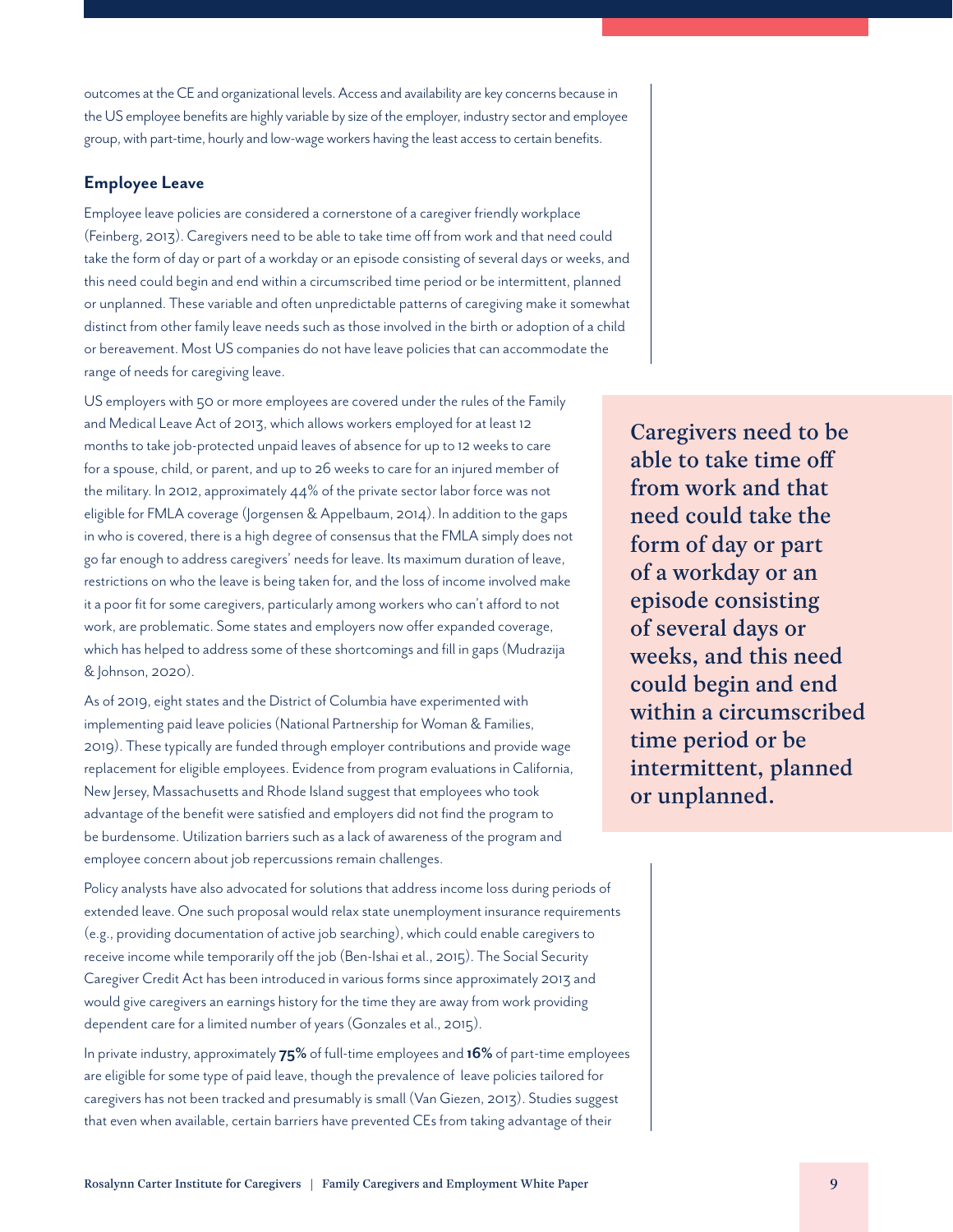outcomes at the CE and organizational levels. Access and availability are key concerns because in the US employee benefits are highly variable by size of the employer, industry sector and employee group, with part-time, hourly and low-wage workers having the least access to certain benefits.

### Employee Leave

Employee leave policies are considered a cornerstone of a caregiver friendly workplace (Feinberg, 2013). Caregivers need to be able to take time off from work and that need could take the form of day or part of a workday or an episode consisting of several days or weeks, and this need could begin and end within a circumscribed time period or be intermittent, planned or unplanned. These variable and often unpredictable patterns of caregiving make it somewhat distinct from other family leave needs such as those involved in the birth or adoption of a child or bereavement. Most US companies do not have leave policies that can accommodate the range of needs for caregiving leave.

US employers with 50 or more employees are covered under the rules of the Family and Medical Leave Act of 2013, which allows workers employed for at least 12 months to take job-protected unpaid leaves of absence for up to 12 weeks to care for a spouse, child, or parent, and up to 26 weeks to care for an injured member of the military. In 2012, approximately 44% of the private sector labor force was not eligible for FMLA coverage (Jorgensen & Appelbaum, 2014). In addition to the gaps in who is covered, there is a high degree of consensus that the FMLA simply does not go far enough to address caregivers' needs for leave. Its maximum duration of leave, restrictions on who the leave is being taken for, and the loss of income involved make it a poor fit for some caregivers, particularly among workers who can't afford to not work, are problematic. Some states and employers now offer expanded coverage, which has helped to address some of these shortcomings and fill in gaps (Mudrazija & Johnson, 2020).

As of 2019, eight states and the District of Columbia have experimented with implementing paid leave policies (National Partnership for Woman & Families, 2019). These typically are funded through employer contributions and provide wage replacement for eligible employees. Evidence from program evaluations in California, New Jersey, Massachusetts and Rhode Island suggest that employees who took advantage of the benefit were satisfied and employers did not find the program to be burdensome. Utilization barriers such as a lack of awareness of the program and employee concern about job repercussions remain challenges.

> **Caregivers need to be able to take time off from work and that need could take the form of day or part of a workday or an episode consisting of several days or weeks, and this need could begin and end within a circumscribed time period or be intermittent, planned or unplanned.**

Policy analysts have also advocated for solutions that address income loss during periods of extended leave. One such proposal would relax state unemployment insurance requirements (e.g., providing documentation of active job searching), which could enable caregivers to receive income while temporarily off the job (Ben-Ishai et al., 2015). The Social Security Caregiver Credit Act has been introduced in various forms since approximately 2013 and would give caregivers an earnings history for the time they are away from work providing dependent care for a limited number of years (Gonzales et al., 2015).

In private industry, approximately **75%** of full-time employees and **16%** of part-time employees are eligible for some type of paid leave, though the prevalence of leave policies tailored for caregivers has not been tracked and presumably is small (Van Giezen, 2013). Studies suggest that even when available, certain barriers have prevented CEs from taking advantage of their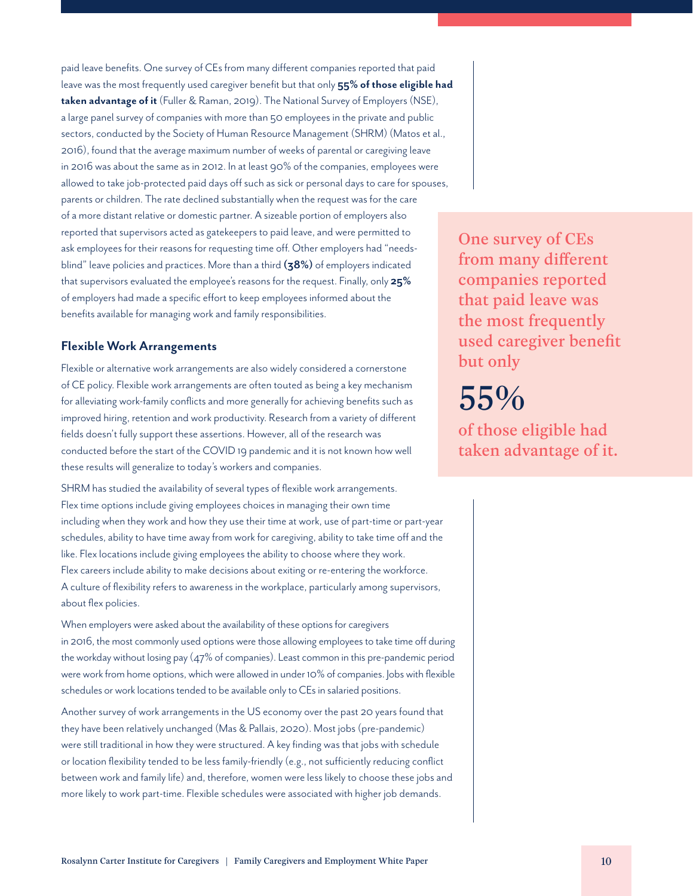paid leave benefits. One survey of CEs from many different companies reported that paid leave was the most frequently used caregiver benefit but that only **55% of those eligible had taken advantage of it** (Fuller & Raman, 2019). The National Survey of Employers (NSE), a large panel survey of companies with more than 50 employees in the private and public sectors, conducted by the Society of Human Resource Management (SHRM) (Matos et al., 2016), found that the average maximum number of weeks of parental or caregiving leave in 2016 was about the same as in 2012. In at least 90% of the companies, employees were allowed to take job-protected paid days off such as sick or personal days to care for spouses, parents or children. The rate declined substantially when the request was for the care of a more distant relative or domestic partner. A sizeable portion of employers also reported that supervisors acted as gatekeepers to paid leave, and were permitted to ask employees for their reasons for requesting time off. Other employers had "needs-blind" leave policies and practices. More than a third **(38%)** of employers indicated that supervisors evaluated the employee's reasons for the request. Finally, only **25%** of employers had made a specific effort to keep employees informed about the benefits available for managing work and family responsibilities.

> One survey of CEs from many different companies reported that paid leave was the most frequently used caregiver benefit but only
>
> **55%**
>
> of those eligible had taken advantage of it.

### Flexible Work Arrangements

Flexible or alternative work arrangements are also widely considered a cornerstone of CE policy. Flexible work arrangements are often touted as being a key mechanism for alleviating work-family conflicts and more generally for achieving benefits such as improved hiring, retention and work productivity. Research from a variety of different fields doesn't fully support these assertions. However, all of the research was conducted before the start of the COVID 19 pandemic and it is not known how well these results will generalize to today's workers and companies.

SHRM has studied the availability of several types of flexible work arrangements. Flex time options include giving employees choices in managing their own time including when they work and how they use their time at work, use of part-time or part-year schedules, ability to have time away from work for caregiving, ability to take time off and the like. Flex locations include giving employees the ability to choose where they work. Flex careers include ability to make decisions about exiting or re-entering the workforce. A culture of flexibility refers to awareness in the workplace, particularly among supervisors, about flex policies.

When employers were asked about the availability of these options for caregivers in 2016, the most commonly used options were those allowing employees to take time off during the workday without losing pay (47% of companies). Least common in this pre-pandemic period were work from home options, which were allowed in under 10% of companies. Jobs with flexible schedules or work locations tended to be available only to CEs in salaried positions.

Another survey of work arrangements in the US economy over the past 20 years found that they have been relatively unchanged (Mas & Pallais, 2020). Most jobs (pre-pandemic) were still traditional in how they were structured. A key finding was that jobs with schedule or location flexibility tended to be less family-friendly (e.g., not sufficiently reducing conflict between work and family life) and, therefore, women were less likely to choose these jobs and more likely to work part-time. Flexible schedules were associated with higher job demands.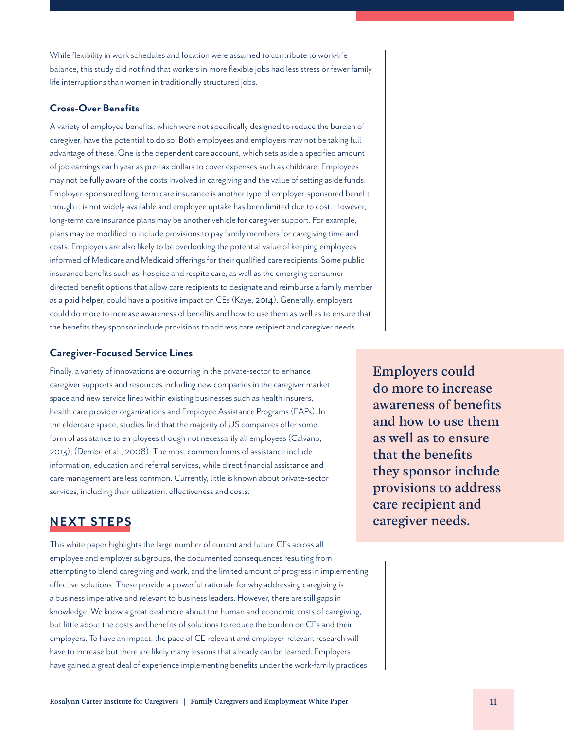While flexibility in work schedules and location were assumed to contribute to work-life balance, this study did not find that workers in more flexible jobs had less stress or fewer family life interruptions than women in traditionally structured jobs.

### Cross-Over Benefits

A variety of employee benefits, which were not specifically designed to reduce the burden of caregiver, have the potential to do so. Both employees and employers may not be taking full advantage of these. One is the dependent care account, which sets aside a specified amount of job earnings each year as pre-tax dollars to cover expenses such as childcare. Employees may not be fully aware of the costs involved in caregiving and the value of setting aside funds. Employer-sponsored long-term care insurance is another type of employer-sponsored benefit though it is not widely available and employee uptake has been limited due to cost. However, long-term care insurance plans may be another vehicle for caregiver support. For example, plans may be modified to include provisions to pay family members for caregiving time and costs. Employers are also likely to be overlooking the potential value of keeping employees informed of Medicare and Medicaid offerings for their qualified care recipients. Some public insurance benefits such as hospice and respite care, as well as the emerging consumer-directed benefit options that allow care recipients to designate and reimburse a family member as a paid helper, could have a positive impact on CEs (Kaye, 2014). Generally, employers could do more to increase awareness of benefits and how to use them as well as to ensure that the benefits they sponsor include provisions to address care recipient and caregiver needs.

### Caregiver-Focused Service Lines

Finally, a variety of innovations are occurring in the private-sector to enhance caregiver supports and resources including new companies in the caregiver market space and new service lines within existing businesses such as health insurers, health care provider organizations and Employee Assistance Programs (EAPs). In the eldercare space, studies find that the majority of US companies offer some form of assistance to employees though not necessarily all employees (Calvano, 2013); (Dembe et al., 2008). The most common forms of assistance include information, education and referral services, while direct financial assistance and care management are less common. Currently, little is known about private-sector services, including their utilization, effectiveness and costs.

> **Employers could do more to increase awareness of benefits and how to use them as well as to ensure that the benefits they sponsor include provisions to address care recipient and caregiver needs.**

## NEXT STEPS

This white paper highlights the large number of current and future CEs across all employee and employer subgroups, the documented consequences resulting from attempting to blend caregiving and work, and the limited amount of progress in implementing effective solutions. These provide a powerful rationale for why addressing caregiving is a business imperative and relevant to business leaders. However, there are still gaps in knowledge. We know a great deal more about the human and economic costs of caregiving, but little about the costs and benefits of solutions to reduce the burden on CEs and their employers. To have an impact, the pace of CE-relevant and employer-relevant research will have to increase but there are likely many lessons that already can be learned. Employers have gained a great deal of experience implementing benefits under the work-family practices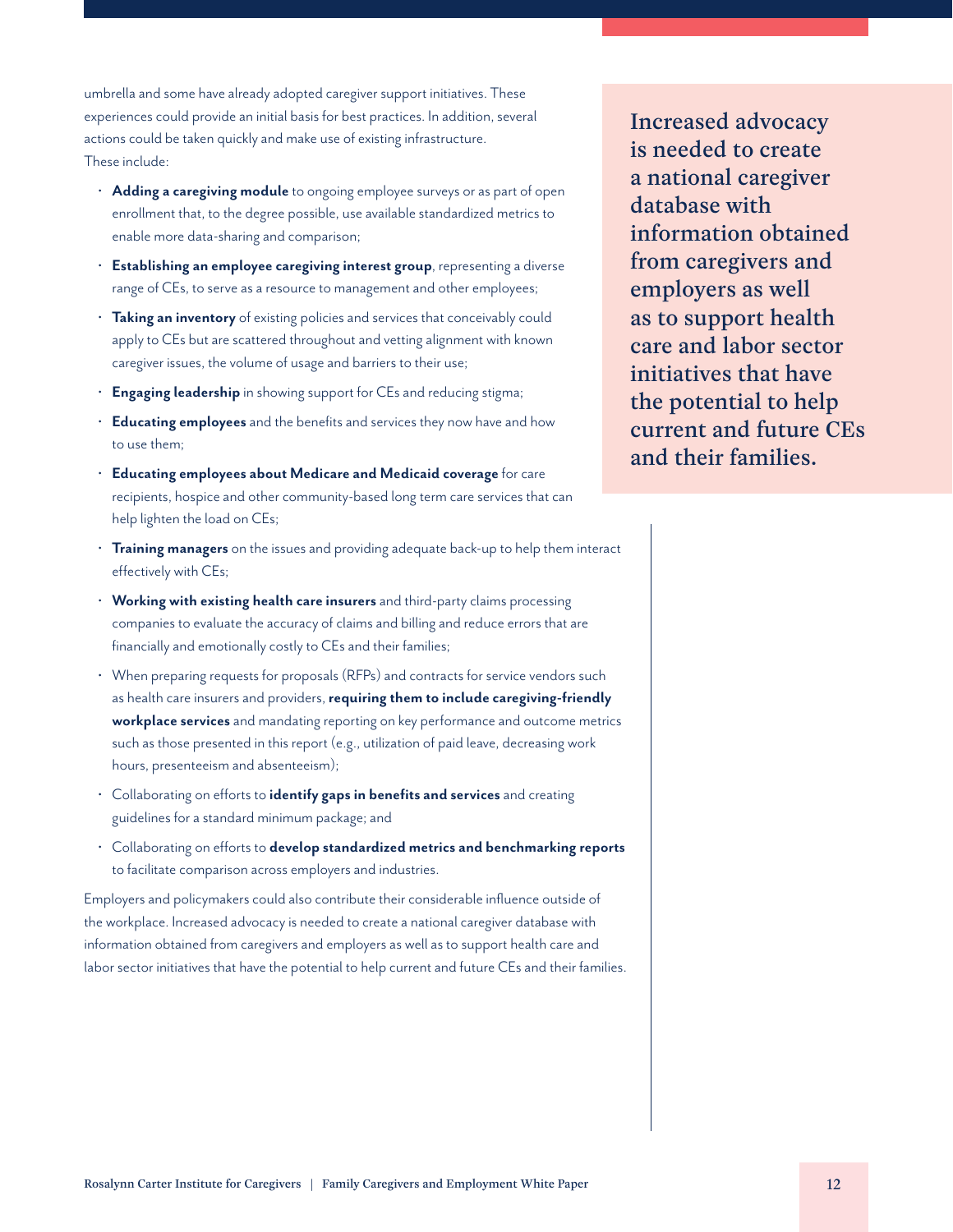umbrella and some have already adopted caregiver support initiatives. These experiences could provide an initial basis for best practices. In addition, several actions could be taken quickly and make use of existing infrastructure. These include:

- **Adding a caregiving module** to ongoing employee surveys or as part of open enrollment that, to the degree possible, use available standardized metrics to enable more data-sharing and comparison;
- **Establishing an employee caregiving interest group**, representing a diverse range of CEs, to serve as a resource to management and other employees;
- **Taking an inventory** of existing policies and services that conceivably could apply to CEs but are scattered throughout and vetting alignment with known caregiver issues, the volume of usage and barriers to their use;
- **Engaging leadership** in showing support for CEs and reducing stigma;
- **Educating employees** and the benefits and services they now have and how to use them;
- **Educating employees about Medicare and Medicaid coverage** for care recipients, hospice and other community-based long term care services that can help lighten the load on CEs;
- **Training managers** on the issues and providing adequate back-up to help them interact effectively with CEs;
- **Working with existing health care insurers** and third-party claims processing companies to evaluate the accuracy of claims and billing and reduce errors that are financially and emotionally costly to CEs and their families;
- When preparing requests for proposals (RFPs) and contracts for service vendors such as health care insurers and providers, **requiring them to include caregiving-friendly workplace services** and mandating reporting on key performance and outcome metrics such as those presented in this report (e.g., utilization of paid leave, decreasing work hours, presenteeism and absenteeism);
- Collaborating on efforts to **identify gaps in benefits and services** and creating guidelines for a standard minimum package; and
- Collaborating on efforts to **develop standardized metrics and benchmarking reports** to facilitate comparison across employers and industries.

Employers and policymakers could also contribute their considerable influence outside of the workplace. Increased advocacy is needed to create a national caregiver database with information obtained from caregivers and employers as well as to support health care and labor sector initiatives that have the potential to help current and future CEs and their families.

> **Increased advocacy is needed to create a national caregiver database with information obtained from caregivers and employers as well as to support health care and labor sector initiatives that have the potential to help current and future CEs and their families.**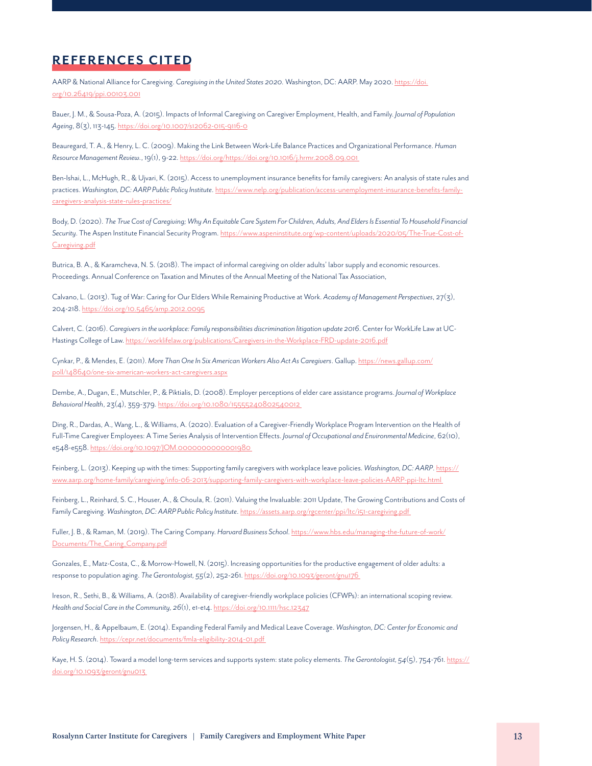## REFERENCES CITED

AARP & National Alliance for Caregiving. *Caregiving in the United States 2020*. Washington, DC: AARP. May 2020. https://doi.org/10.26419/ppi.00103.001

Bauer, J. M., & Sousa-Poza, A. (2015). Impacts of Informal Caregiving on Caregiver Employment, Health, and Family. *Journal of Population Ageing*, 8(3), 113-145. https://doi.org/10.1007/s12062-015-9116-0

Beauregard, T. A., & Henry, L. C. (2009). Making the Link Between Work-Life Balance Practices and Organizational Performance. *Human Resource Management Review.*, 19(1), 9-22. https://doi.org/https://doi.org/10.1016/j.hrmr.2008.09.001

Ben-Ishai, L., McHugh, R., & Ujvari, K. (2015). Access to unemployment insurance benefits for family caregivers: An analysis of state rules and practices. *Washington, DC: AARP Public Policy Institute*. https://www.nelp.org/publication/access-unemployment-insurance-benefits-family-caregivers-analysis-state-rules-practices/

Body, D. (2020). *The True Cost of Caregiving; Why An Equitable Care System For Children, Adults, And Elders Is Essential To Household Financial Security*. The Aspen Institute Financial Security Program. https://www.aspeninstitute.org/wp-content/uploads/2020/05/The-True-Cost-of-Caregiving.pdf

Butrica, B. A., & Karamcheva, N. S. (2018). The impact of informal caregiving on older adults' labor supply and economic resources. Proceedings. Annual Conference on Taxation and Minutes of the Annual Meeting of the National Tax Association,

Calvano, L. (2013). Tug of War: Caring for Our Elders While Remaining Productive at Work. *Academy of Management Perspectives*, 27(3), 204-218. https://doi.org/10.5465/amp.2012.0095

Calvert, C. (2016). *Caregivers in the workplace: Family responsibilities discrimination litigation update 2016*. Center for WorkLife Law at UC-Hastings College of Law. https://worklifelaw.org/publications/Caregivers-in-the-Workplace-FRD-update-2016.pdf

Cynkar, P., & Mendes, E. (2011). *More Than One In Six American Workers Also Act As Caregivers*. Gallup. https://news.gallup.com/poll/148640/one-six-american-workers-act-caregivers.aspx

Dembe, A., Dugan, E., Mutschler, P., & Piktialis, D. (2008). Employer perceptions of elder care assistance programs. *Journal of Workplace Behavioral Health*, 23(4), 359-379. https://doi.org/10.1080/15555240802540012

Ding, R., Dardas, A., Wang, L., & Williams, A. (2020). Evaluation of a Caregiver-Friendly Workplace Program Intervention on the Health of Full-Time Caregiver Employees: A Time Series Analysis of Intervention Effects. *Journal of Occupational and Environmental Medicine*, 62(10), e548-e558. https://doi.org/10.1097/JOM.0000000000001980

Feinberg, L. (2013). Keeping up with the times: Supporting family caregivers with workplace leave policies. *Washington, DC: AARP*. https://www.aarp.org/home-family/caregiving/info-06-2013/supporting-family-caregivers-with-workplace-leave-policies-AARP-ppi-ltc.html

Feinberg, L., Reinhard, S. C., Houser, A., & Choula, R. (2011). Valuing the Invaluable: 2011 Update, The Growing Contributions and Costs of Family Caregiving. *Washington, DC: AARP Public Policy Institute*. https://assets.aarp.org/rgcenter/ppi/ltc/i51-caregiving.pdf

Fuller, J. B., & Raman, M. (2019). The Caring Company. *Harvard Business School*. https://www.hbs.edu/managing-the-future-of-work/Documents/The_Caring_Company.pdf

Gonzales, E., Matz-Costa, C., & Morrow-Howell, N. (2015). Increasing opportunities for the productive engagement of older adults: a response to population aging. *The Gerontologist, 55*(2), 252-261. https://doi.org/10.1093/geront/gnu176

Ireson, R., Sethi, B., & Williams, A. (2018). Availability of caregiver-friendly workplace policies (CFWPs): an international scoping review. *Health and Social Care in the Community, 26*(1), e1-e14. https://doi.org/10.1111/hsc.12347

Jorgensen, H., & Appelbaum, E. (2014). Expanding Federal Family and Medical Leave Coverage. *Washington, DC: Center for Economic and Policy Research*. https://cepr.net/documents/fmla-eligibility-2014-01.pdf

Kaye, H. S. (2014). Toward a model long-term services and supports system: state policy elements. *The Gerontologist, 54*(5), 754-761. https://doi.org/10.1093/geront/gnu013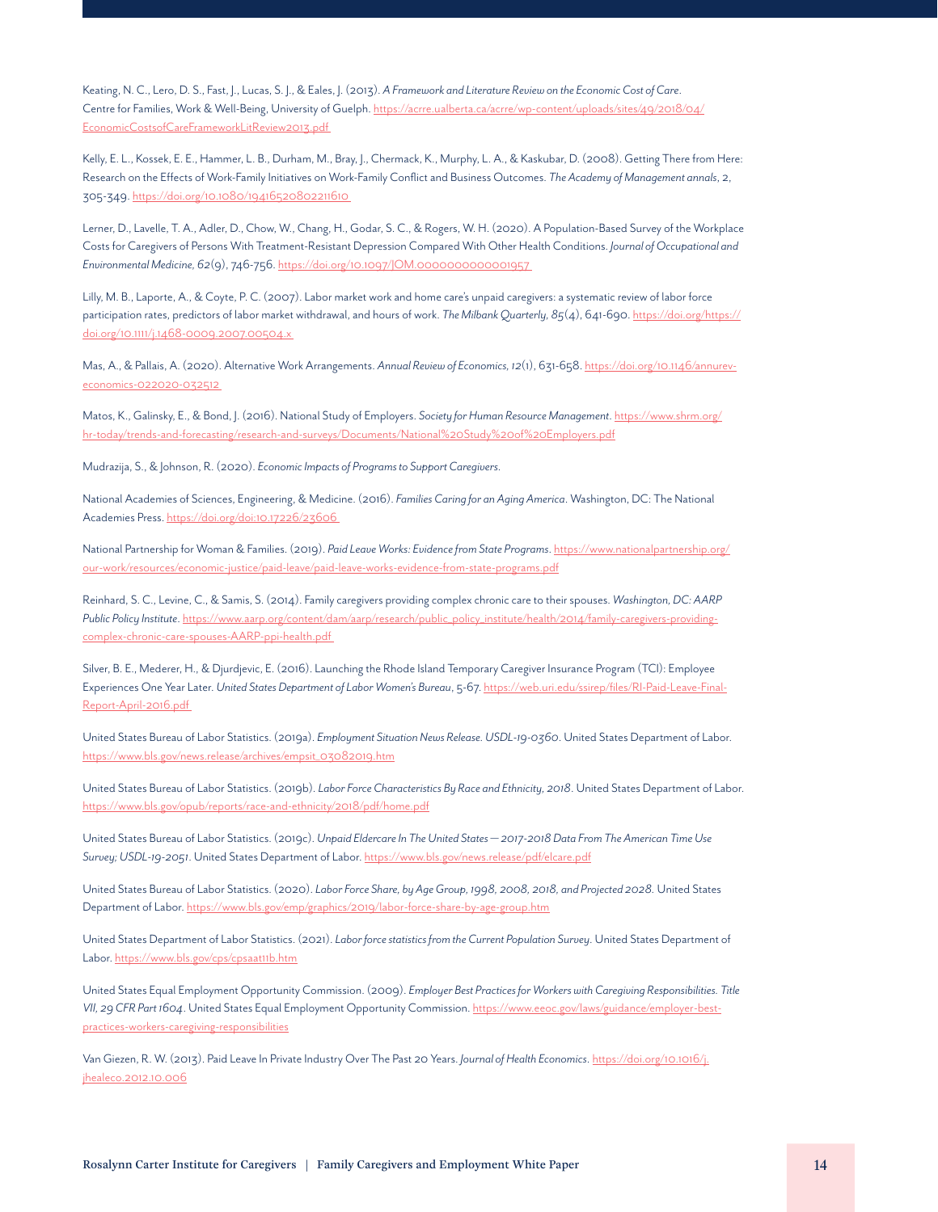Keating, N. C., Lero, D. S., Fast, J., Lucas, S. J., & Eales, J. (2013). *A Framework and Literature Review on the Economic Cost of Care*. Centre for Families, Work & Well-Being, University of Guelph. https://acrre.ualberta.ca/acrre/wp-content/uploads/sites/49/2018/04/EconomicCostsofCareFrameworkLitReview2013.pdf

Kelly, E. L., Kossek, E. E., Hammer, L. B., Durham, M., Bray, J., Chermack, K., Murphy, L. A., & Kaskubar, D. (2008). Getting There from Here: Research on the Effects of Work-Family Initiatives on Work-Family Conflict and Business Outcomes. *The Academy of Management annals*, 2, 305-349. https://doi.org/10.1080/19416520802211610

Lerner, D., Lavelle, T. A., Adler, D., Chow, W., Chang, H., Godar, S. C., & Rogers, W. H. (2020). A Population-Based Survey of the Workplace Costs for Caregivers of Persons With Treatment-Resistant Depression Compared With Other Health Conditions. *Journal of Occupational and Environmental Medicine, 62*(9), 746-756. https://doi.org/10.1097/JOM.0000000000001957

Lilly, M. B., Laporte, A., & Coyte, P. C. (2007). Labor market work and home care's unpaid caregivers: a systematic review of labor force participation rates, predictors of labor market withdrawal, and hours of work. *The Milbank Quarterly, 85*(4), 641-690. https://doi.org/https://doi.org/10.1111/j.1468-0009.2007.00504.x

Mas, A., & Pallais, A. (2020). Alternative Work Arrangements. *Annual Review of Economics, 12*(1), 631-658. https://doi.org/10.1146/annurev-economics-022020-032512

Matos, K., Galinsky, E., & Bond, J. (2016). National Study of Employers. *Society for Human Resource Management*. https://www.shrm.org/hr-today/trends-and-forecasting/research-and-surveys/Documents/National%20Study%20of%20Employers.pdf

Mudrazija, S., & Johnson, R. (2020). *Economic Impacts of Programs to Support Caregivers.*

National Academies of Sciences, Engineering, & Medicine. (2016). *Families Caring for an Aging America*. Washington, DC: The National Academies Press. https://doi.org/doi:10.17226/23606

National Partnership for Woman & Families. (2019). *Paid Leave Works: Evidence from State Programs*. https://www.nationalpartnership.org/our-work/resources/economic-justice/paid-leave/paid-leave-works-evidence-from-state-programs.pdf

Reinhard, S. C., Levine, C., & Samis, S. (2014). Family caregivers providing complex chronic care to their spouses. *Washington, DC: AARP Public Policy Institute*. https://www.aarp.org/content/dam/aarp/research/public_policy_institute/health/2014/family-caregivers-providing-complex-chronic-care-spouses-AARP-ppi-health.pdf

Silver, B. E., Mederer, H., & Djurdjevic, E. (2016). Launching the Rhode Island Temporary Caregiver Insurance Program (TCI): Employee Experiences One Year Later. *United States Department of Labor Women's Bureau*, 5-67. https://web.uri.edu/ssirep/files/RI-Paid-Leave-Final-Report-April-2016.pdf

United States Bureau of Labor Statistics. (2019a). *Employment Situation News Release. USDL-19-0360*. United States Department of Labor. https://www.bls.gov/news.release/archives/empsit_03082019.htm

United States Bureau of Labor Statistics. (2019b). *Labor Force Characteristics By Race and Ethnicity, 2018*. United States Department of Labor. https://www.bls.gov/opub/reports/race-and-ethnicity/2018/pdf/home.pdf

United States Bureau of Labor Statistics. (2019c). *Unpaid Eldercare In The United States—2017-2018 Data From The American Time Use Survey; USDL-19-2051*. United States Department of Labor. https://www.bls.gov/news.release/pdf/elcare.pdf

United States Bureau of Labor Statistics. (2020). *Labor Force Share, by Age Group, 1998, 2008, 2018, and Projected 2028.* United States Department of Labor. https://www.bls.gov/emp/graphics/2019/labor-force-share-by-age-group.htm

United States Department of Labor Statistics. (2021). *Labor force statistics from the Current Population Survey*. United States Department of Labor. https://www.bls.gov/cps/cpsaat11b.htm

United States Equal Employment Opportunity Commission. (2009). *Employer Best Practices for Workers with Caregiving Responsibilities. Title VII, 29 CFR Part 1604*. United States Equal Employment Opportunity Commission. https://www.eeoc.gov/laws/guidance/employer-best-practices-workers-caregiving-responsibilities

Van Giezen, R. W. (2013). Paid Leave In Private Industry Over The Past 20 Years. *Journal of Health Economics*. https://doi.org/10.1016/j.jhealeco.2012.10.006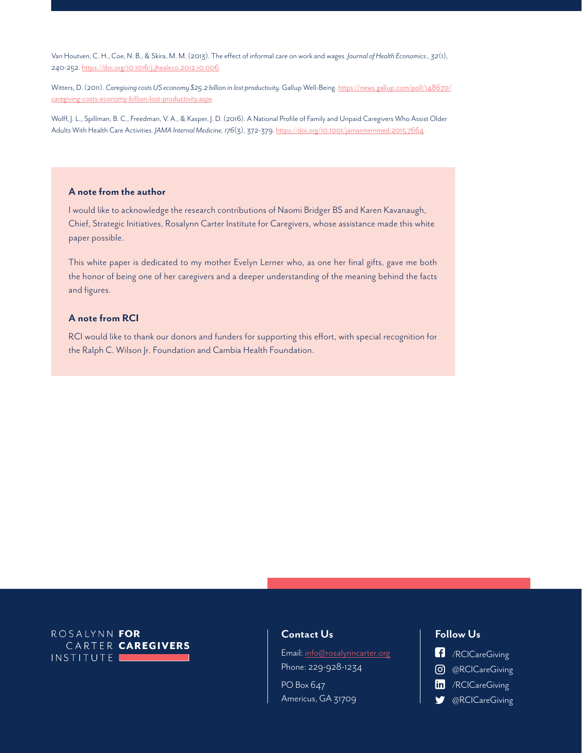Van Houtven, C. H., Coe, N. B., & Skira, M. M. (2013). The effect of informal care on work and wages. *Journal of Health Economics.*, *32*(1), 240-252. https://doi.org/10.1016/j.jhealeco.2012.10.006

Witters, D. (2011). *Caregiving costs US economy $25.2 billion in lost productivity.* Gallup Well-Being. https://news.gallup.com/poll/148670/caregiving-costs-economy-billion-lost-productivity.aspx

Wolff, J. L., Spillman, B. C., Freedman, V. A., & Kasper, J. D. (2016). A National Profile of Family and Unpaid Caregivers Who Assist Older Adults With Health Care Activities. *JAMA Internal Medicine, 176*(3), 372-379. https://doi.org/10.1001/jamainternmed.2015.7664

**A note from the author**

I would like to acknowledge the research contributions of Naomi Bridger BS and Karen Kavanaugh, Chief, Strategic Initiatives, Rosalynn Carter Institute for Caregivers, whose assistance made this white paper possible.

This white paper is dedicated to my mother Evelyn Lerner who, as one her final gifts, gave me both the honor of being one of her caregivers and a deeper understanding of the meaning behind the facts and figures.

**A note from RCI**

RCI would like to thank our donors and funders for supporting this effort, with special recognition for the Ralph C. Wilson Jr. Foundation and Cambia Health Foundation.

ROSALYNN CARTER INSTITUTE FOR CAREGIVERS

**Contact Us**

Email: info@rosalynncarter.org
Phone: 229-928-1234

PO Box 647
Americus, GA 31709

**Follow Us**

/RCICareGiving
@RCICareGiving
/RCICareGiving
@RCICareGiving